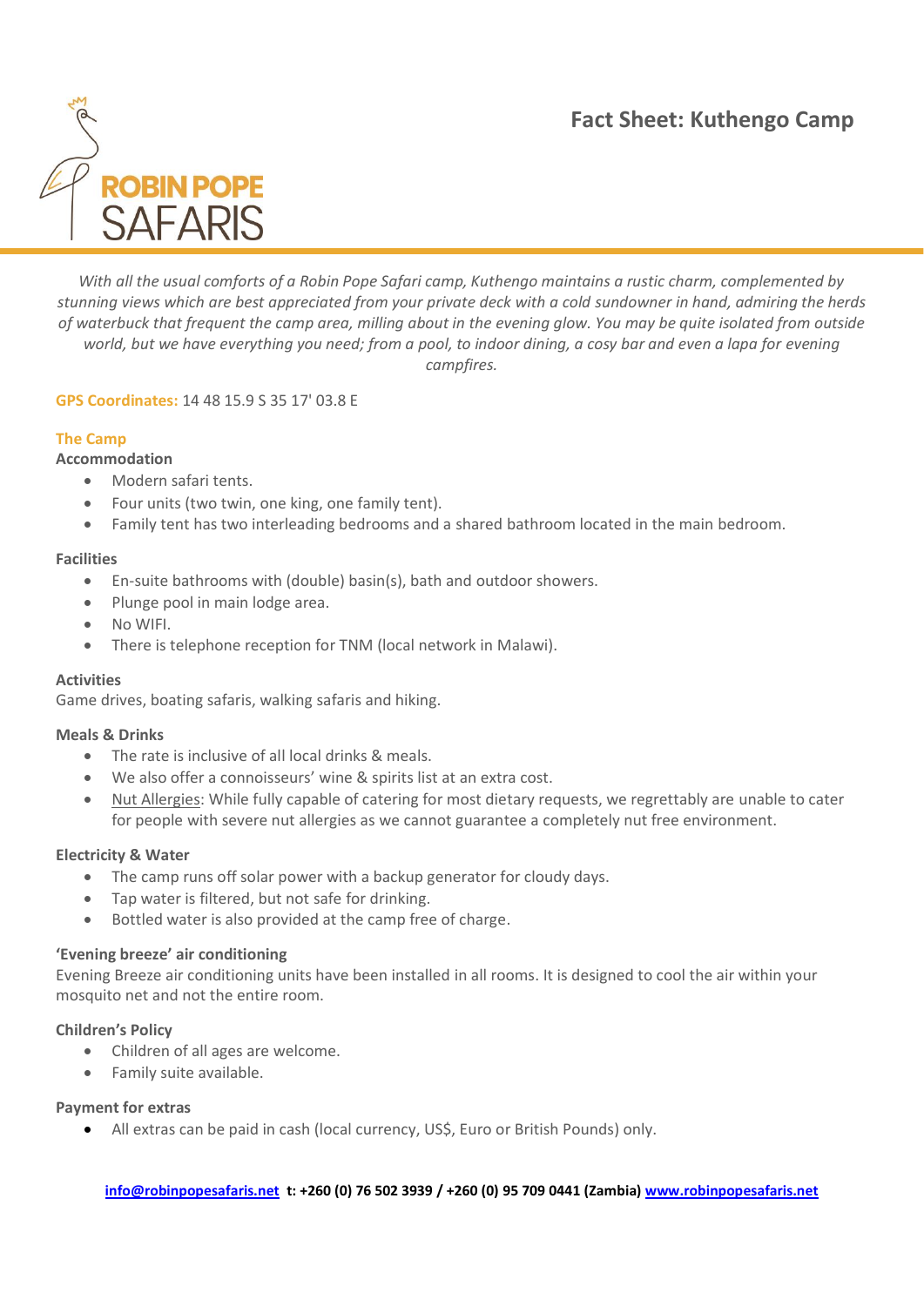ROBIN POPE SAFARIS

# Fact Sheet: Kuthengo Camp

*With all the usual comforts of a Robin Pope Safari camp, Kuthengo maintains a rustic charm, complemented by stunning views which are best appreciated from your private deck with a cold sundowner in hand, admiring the herds of waterbuck that frequent the camp area, milling about in the evening glow. You may be quite isolated from outside world, but we have everything you need; from a pool, to indoor dining, a cosy bar and even a lapa for evening campfires.*

**GPS Coordinates:** 14 48 15.9 S 35 17' 03.8 E

## The Camp

### Accommodation

- Modern safari tents.
- Four units (two twin, one king, one family tent).
- Family tent has two interleading bedrooms and a shared bathroom located in the main bedroom.

### Facilities

- En-suite bathrooms with (double) basin(s), bath and outdoor showers.
- Plunge pool in main lodge area.
- No WIFI.
- There is telephone reception for TNM (local network in Malawi).

### Activities

Game drives, boating safaris, walking safaris and hiking.

### Meals & Drinks

- The rate is inclusive of all local drinks & meals.
- We also offer a connoisseurs' wine & spirits list at an extra cost.
- Nut Allergies: While fully capable of catering for most dietary requests, we regrettably are unable to cater for people with severe nut allergies as we cannot guarantee a completely nut free environment.

### Electricity & Water

- The camp runs off solar power with a backup generator for cloudy days.
- Tap water is filtered, but not safe for drinking.
- Bottled water is also provided at the camp free of charge.

### 'Evening breeze' air conditioning

Evening Breeze air conditioning units have been installed in all rooms. It is designed to cool the air within your mosquito net and not the entire room.

### Children's Policy

- Children of all ages are welcome.
- Family suite available.

### Payment for extras

- All extras can be paid in cash (local currency, US$, Euro or British Pounds) only.

**info@robinpopesafaris.net t: +260 (0) 76 502 3939 / +260 (0) 95 709 0441 (Zambia) www.robinpopesafaris.net**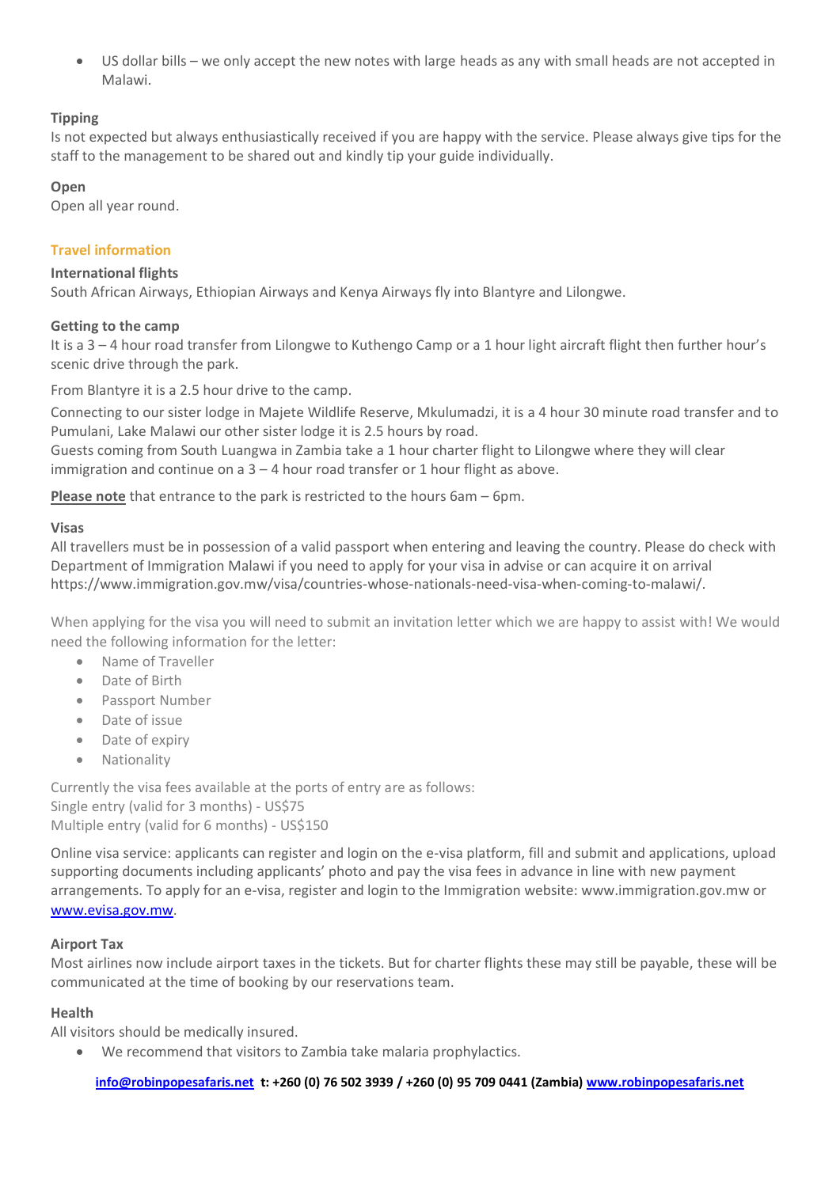- US dollar bills – we only accept the new notes with large heads as any with small heads are not accepted in Malawi.

**Tipping**

Is not expected but always enthusiastically received if you are happy with the service. Please always give tips for the staff to the management to be shared out and kindly tip your guide individually.

**Open**

Open all year round.

## Travel information

**International flights**

South African Airways, Ethiopian Airways and Kenya Airways fly into Blantyre and Lilongwe.

**Getting to the camp**

It is a 3 – 4 hour road transfer from Lilongwe to Kuthengo Camp or a 1 hour light aircraft flight then further hour's scenic drive through the park.

From Blantyre it is a 2.5 hour drive to the camp.

Connecting to our sister lodge in Majete Wildlife Reserve, Mkulumadzi, it is a 4 hour 30 minute road transfer and to Pumulani, Lake Malawi our other sister lodge it is 2.5 hours by road.
Guests coming from South Luangwa in Zambia take a 1 hour charter flight to Lilongwe where they will clear immigration and continue on a 3 – 4 hour road transfer or 1 hour flight as above.

**Please note** that entrance to the park is restricted to the hours 6am – 6pm.

**Visas**

All travellers must be in possession of a valid passport when entering and leaving the country. Please do check with Department of Immigration Malawi if you need to apply for your visa in advise or can acquire it on arrival https://www.immigration.gov.mw/visa/countries-whose-nationals-need-visa-when-coming-to-malawi/.

When applying for the visa you will need to submit an invitation letter which we are happy to assist with! We would need the following information for the letter:

- Name of Traveller
- Date of Birth
- Passport Number
- Date of issue
- Date of expiry
- Nationality

Currently the visa fees available at the ports of entry are as follows:
Single entry (valid for 3 months) - US$75
Multiple entry (valid for 6 months) - US$150

Online visa service: applicants can register and login on the e-visa platform, fill and submit and applications, upload supporting documents including applicants' photo and pay the visa fees in advance in line with new payment arrangements. To apply for an e-visa, register and login to the Immigration website: www.immigration.gov.mw or www.evisa.gov.mw.

**Airport Tax**

Most airlines now include airport taxes in the tickets. But for charter flights these may still be payable, these will be communicated at the time of booking by our reservations team.

**Health**

All visitors should be medically insured.

- We recommend that visitors to Zambia take malaria prophylactics.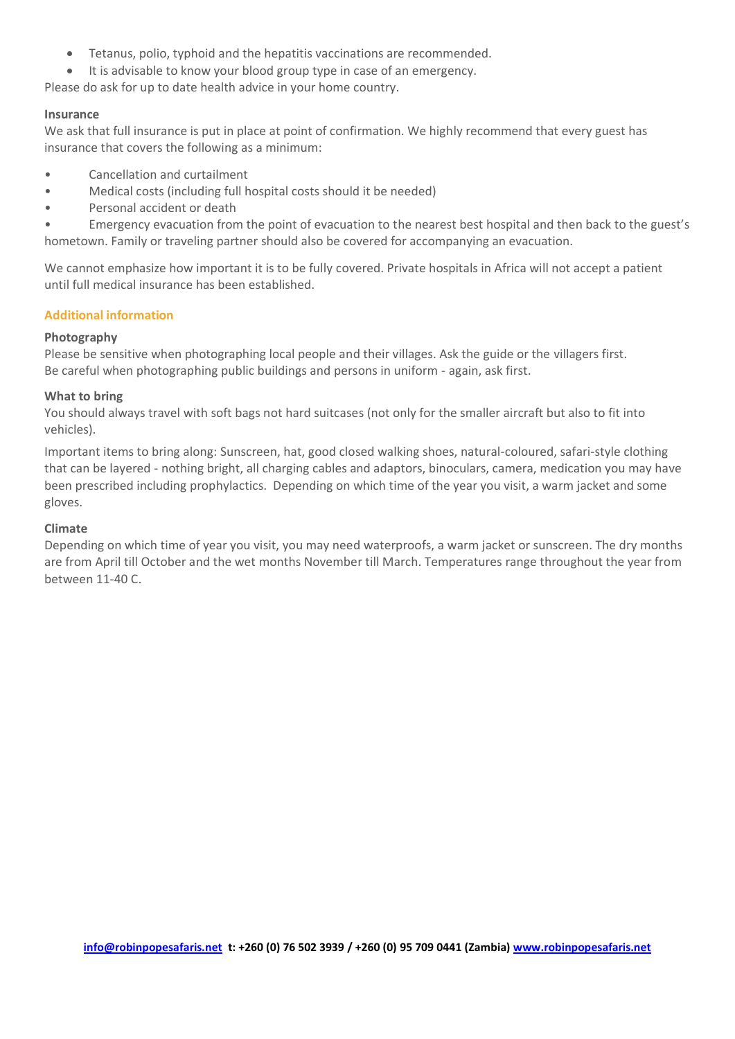- Tetanus, polio, typhoid and the hepatitis vaccinations are recommended.
- It is advisable to know your blood group type in case of an emergency.

Please do ask for up to date health advice in your home country.

**Insurance**

We ask that full insurance is put in place at point of confirmation. We highly recommend that every guest has insurance that covers the following as a minimum:

- Cancellation and curtailment
- Medical costs (including full hospital costs should it be needed)
- Personal accident or death
- Emergency evacuation from the point of evacuation to the nearest best hospital and then back to the guest's hometown. Family or traveling partner should also be covered for accompanying an evacuation.

We cannot emphasize how important it is to be fully covered. Private hospitals in Africa will not accept a patient until full medical insurance has been established.

## Additional information

**Photography**

Please be sensitive when photographing local people and their villages. Ask the guide or the villagers first.
Be careful when photographing public buildings and persons in uniform - again, ask first.

**What to bring**

You should always travel with soft bags not hard suitcases (not only for the smaller aircraft but also to fit into vehicles).

Important items to bring along: Sunscreen, hat, good closed walking shoes, natural-coloured, safari-style clothing that can be layered - nothing bright, all charging cables and adaptors, binoculars, camera, medication you may have been prescribed including prophylactics. Depending on which time of the year you visit, a warm jacket and some gloves.

**Climate**

Depending on which time of year you visit, you may need waterproofs, a warm jacket or sunscreen. The dry months are from April till October and the wet months November till March. Temperatures range throughout the year from between 11-40 C.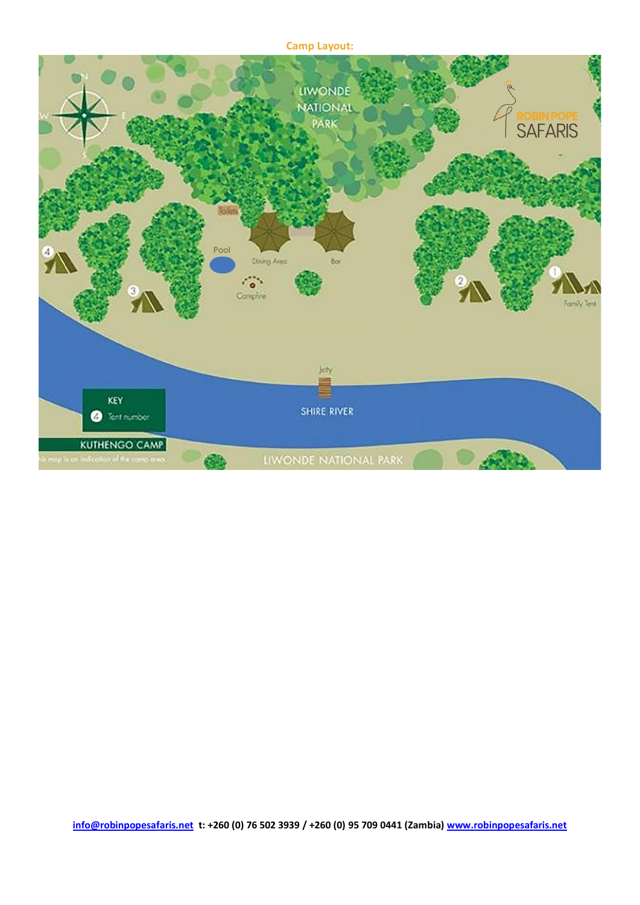**Camp Layout:**

LIWONDE NATIONAL PARK

ROBIN POPE SAFARIS

Toilets

Pool

Dining Area

Bar

Campfire

Family Tent

Jetty

SHIRE RIVER

KEY

4 Tent number

KUTHENGO CAMP

This map is an indication of the camp area.

LIWONDE NATIONAL PARK